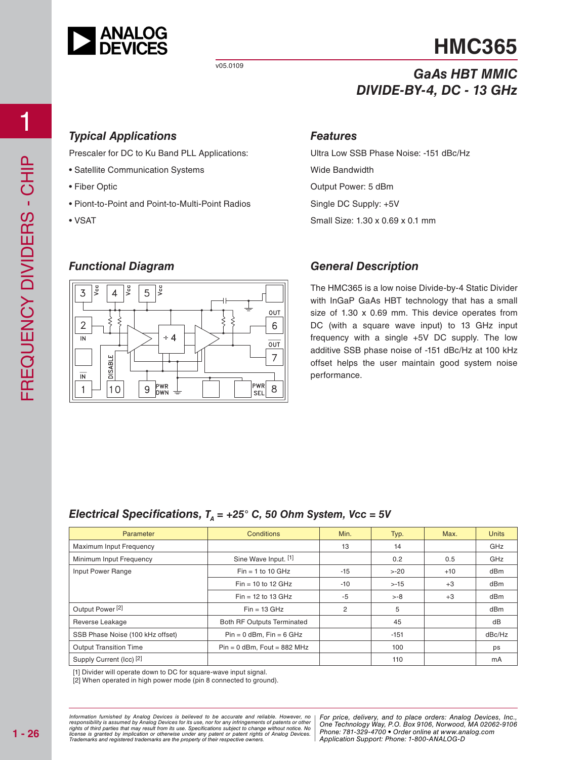# HMC365

v05.0109

## GaAs HBT MMIC DIVIDE-BY-4, DC - 13 GHz

### Typical Applications

Prescaler for DC to Ku Band PLL Applications:

- Satellite Communication Systems
- Fiber Optic
- Piont-to-Point and Point-to-Multi-Point Radios
- VSAT

### Features

Ultra Low SSB Phase Noise: -151 dBc/Hz

Wide Bandwidth

Output Power: 5 dBm

Single DC Supply: +5V

Small Size: 1.30 x 0.69 x 0.1 mm

### Functional Diagram

### General Description

The HMC365 is a low noise Divide-by-4 Static Divider with InGaP GaAs HBT technology that has a small size of 1.30 x 0.69 mm. This device operates from DC (with a square wave input) to 13 GHz input frequency with a single +5V DC supply. The low additive SSB phase noise of -151 dBc/Hz at 100 kHz offset helps the user maintain good system noise performance.

### Electrical Specifications, $T_A$ = +25° C, 50 Ohm System, Vcc = 5V

| Parameter | Conditions | Min. | Typ. | Max. | Units |
|---|---|---|---|---|---|
| Maximum Input Frequency | | 13 | 14 | | GHz |
| Minimum Input Frequency | Sine Wave Input. [1] | | 0.2 | 0.5 | GHz |
| Input Power Range | Fin = 1 to 10 GHz | -15 | >-20 | +10 | dBm |
| | Fin = 10 to 12 GHz | -10 | >-15 | +3 | dBm |
| | Fin = 12 to 13 GHz | -5 | >-8 | +3 | dBm |
| Output Power [2] | Fin = 13 GHz | 2 | 5 | | dBm |
| Reverse Leakage | Both RF Outputs Terminated | | 45 | | dB |
| SSB Phase Noise (100 kHz offset) | Pin = 0 dBm, Fin = 6 GHz | | -151 | | dBc/Hz |
| Output Transition Time | Pin = 0 dBm, Fout = 882 MHz | | 100 | | ps |
| Supply Current (Icc) [2] | | | 110 | | mA |

[1] Divider will operate down to DC for square-wave input signal.
[2] When operated in high power mode (pin 8 connected to ground).

Information furnished by Analog Devices is believed to be accurate and reliable. However, no responsibility is assumed by Analog Devices for its use, nor for any infringements of patents or other rights of third parties that may result from its use. Specifications subject to change without notice. No license is granted by implication or otherwise under any patent or patent rights of Analog Devices. Trademarks and registered trademarks are the property of their respective owners.

For price, delivery, and to place orders: Analog Devices, Inc., One Technology Way, P.O. Box 9106, Norwood, MA 02062-9106
Phone: 781-329-4700 • Order online at www.analog.com
Application Support: Phone: 1-800-ANALOG-D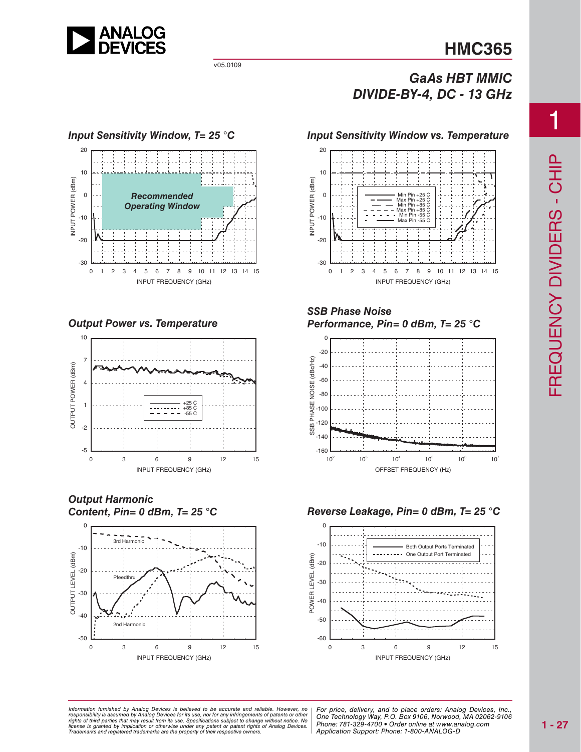### Input Sensitivity Window, T= 25 °C

INPUT POWER (dBm) vs. INPUT FREQUENCY (GHz)

Recommended Operating Window

### Input Sensitivity Window vs. Temperature

INPUT POWER (dBm) vs. INPUT FREQUENCY (GHz)

Min Pin +25 C
Max Pin +25 C
Min Pin +85 C
Max Pin +85 C
Min Pin -55 C
Max Pin -55 C

### Output Power vs. Temperature

OUTPUT POWER (dBm) vs. INPUT FREQUENCY (GHz)

+25 C
+85 C
-55 C

### SSB Phase Noise Performance, Pin= 0 dBm, T= 25 °C

SSB PHASE NOISE (dBc/Hz) vs. OFFSET FREQUENCY (Hz)

### Output Harmonic Content, Pin= 0 dBm, T= 25 °C

OUTPUT LEVEL (dBm) vs. INPUT FREQUENCY (GHz)

3rd Harmonic
Pfeedthru
2nd Harmonic

### Reverse Leakage, Pin= 0 dBm, T= 25 °C

POWER LEVEL (dBm) vs. INPUT FREQUENCY (GHz)

Both Output Ports Terminated
One Output Port Terminated

*Information furnished by Analog Devices is believed to be accurate and reliable. However, no responsibility is assumed by Analog Devices for its use, nor for any infringements of patents or other rights of third parties that may result from its use. Specifications subject to change without notice. No license is granted by implication or otherwise under any patent or patent rights of Analog Devices. Trademarks and registered trademarks are the property of their respective owners.*

*For price, delivery, and to place orders: Analog Devices, Inc., One Technology Way, P.O. Box 9106, Norwood, MA 02062-9106 Phone: 781-329-4700 • Order online at www.analog.com Application Support: Phone: 1-800-ANALOG-D*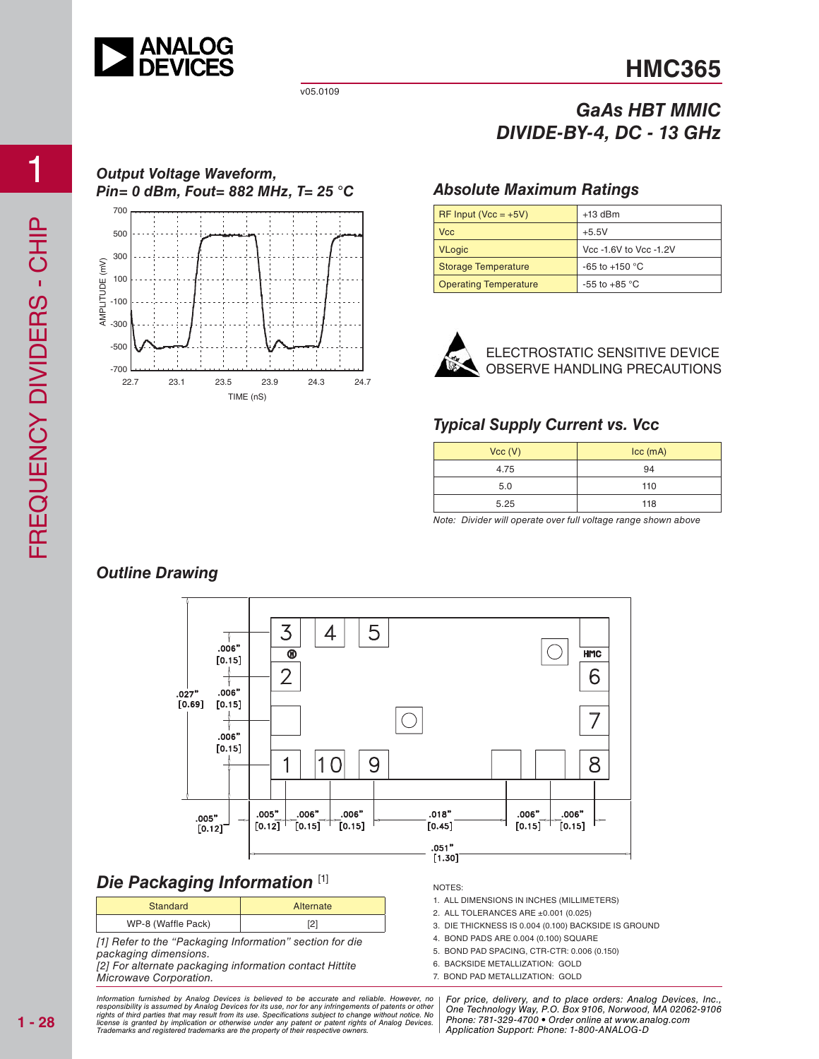# HMC365

v05.0109

## GaAs HBT MMIC DIVIDE-BY-4, DC - 13 GHz

### Output Voltage Waveform, Pin= 0 dBm, Fout= 882 MHz, T= 25 °C

### Absolute Maximum Ratings

| | |
|---|---|
| RF Input (Vcc = +5V) | +13 dBm |
| Vcc | +5.5V |
| VLogic | Vcc -1.6V to Vcc -1.2V |
| Storage Temperature | -65 to +150 °C |
| Operating Temperature | -55 to +85 °C |

ELECTROSTATIC SENSITIVE DEVICE
OBSERVE HANDLING PRECAUTIONS

### Typical Supply Current vs. Vcc

| Vcc (V) | Icc (mA) |
|---|---|
| 4.75 | 94 |
| 5.0 | 110 |
| 5.25 | 118 |

*Note: Divider will operate over full voltage range shown above*

### Outline Drawing

NOTES:
1. ALL DIMENSIONS IN INCHES (MILLIMETERS)
2. ALL TOLERANCES ARE ±0.001 (0.025)
3. DIE THICKNESS IS 0.004 (0.100) BACKSIDE IS GROUND
4. BOND PADS ARE 0.004 (0.100) SQUARE
5. BOND PAD SPACING, CTR-CTR: 0.006 (0.150)
6. BACKSIDE METALLIZATION: GOLD
7. BOND PAD METALLIZATION: GOLD

## Die Packaging Information [1]

| Standard | Alternate |
|---|---|
| WP-8 (Waffle Pack) | [2] |

*[1] Refer to the "Packaging Information" section for die packaging dimensions.*
*[2] For alternate packaging information contact Hittite Microwave Corporation.*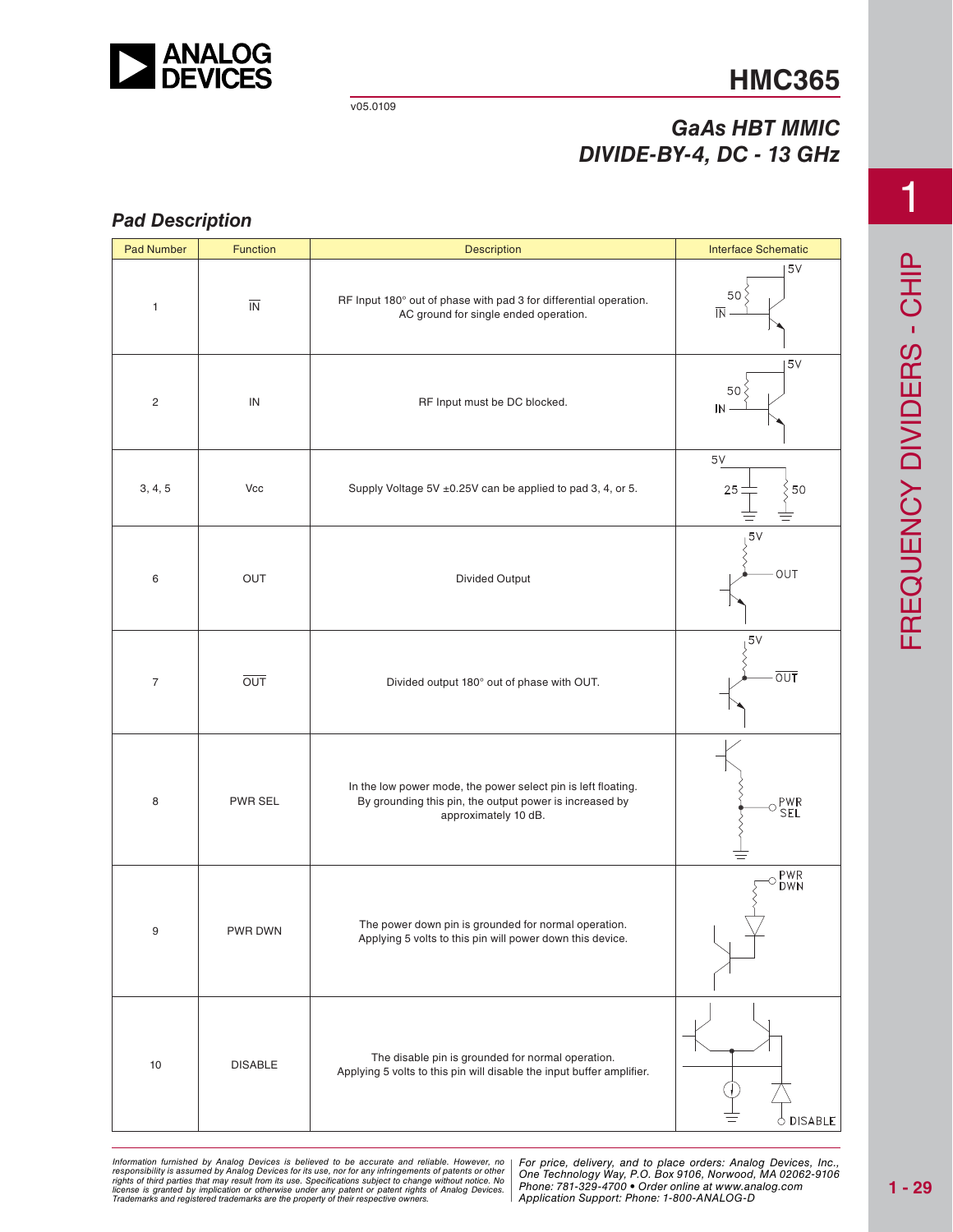## Pad Description

| Pad Number | Function | Description | Interface Schematic |
|---|---|---|---|
| 1 | $\overline{IN}$ | RF Input 180° out of phase with pad 3 for differential operation. AC ground for single ended operation. | |
| 2 | IN | RF Input must be DC blocked. | |
| 3, 4, 5 | Vcc | Supply Voltage 5V ±0.25V can be applied to pad 3, 4, or 5. | |
| 6 | OUT | Divided Output | |
| 7 | $\overline{OUT}$ | Divided output 180° out of phase with OUT. | |
| 8 | PWR SEL | In the low power mode, the power select pin is left floating. By grounding this pin, the output power is increased by approximately 10 dB. | |
| 9 | PWR DWN | The power down pin is grounded for normal operation. Applying 5 volts to this pin will power down this device. | |
| 10 | DISABLE | The disable pin is grounded for normal operation. Applying 5 volts to this pin will disable the input buffer amplifier. | |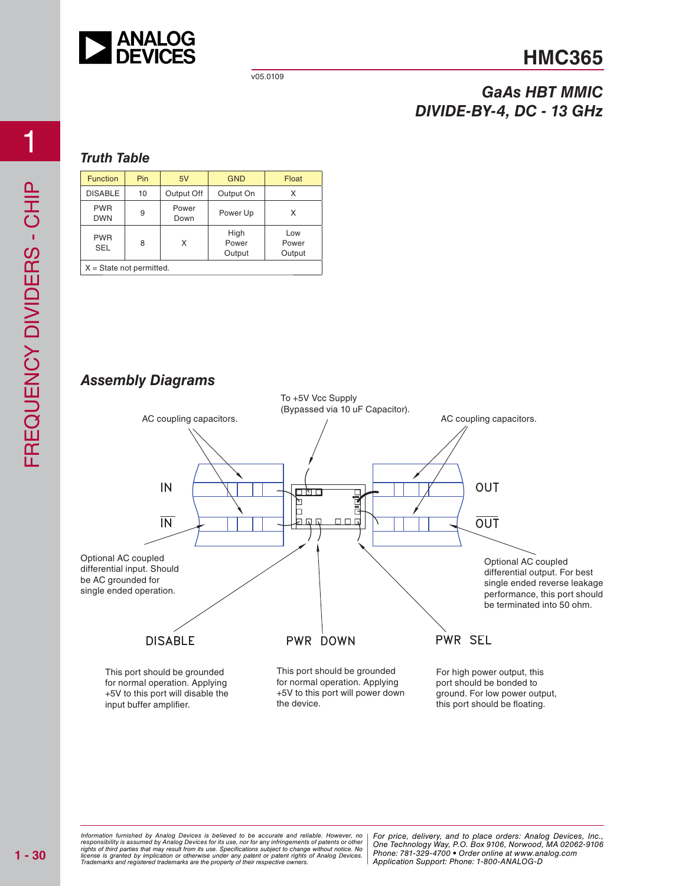## Truth Table

| Function | Pin | 5V | GND | Float |
|---|---|---|---|---|
| DISABLE | 10 | Output Off | Output On | X |
| PWR DWN | 9 | Power Down | Power Up | X |
| PWR SEL | 8 | X | High Power Output | Low Power Output |

X = State not permitted.

## Assembly Diagrams

To +5V Vcc Supply (Bypassed via 10 uF Capacitor).

AC coupling capacitors.

AC coupling capacitors.

IN

$\overline{\text{IN}}$

OUT

$\overline{\text{OUT}}$

Optional AC coupled differential input. Should be AC grounded for single ended operation.

Optional AC coupled differential output. For best single ended reverse leakage performance, this port should be terminated into 50 ohm.

DISABLE

This port should be grounded for normal operation. Applying +5V to this port will disable the input buffer amplifier.

PWR DOWN

This port should be grounded for normal operation. Applying +5V to this port will power down the device.

PWR SEL

For high power output, this port should be bonded to ground. For low power output, this port should be floating.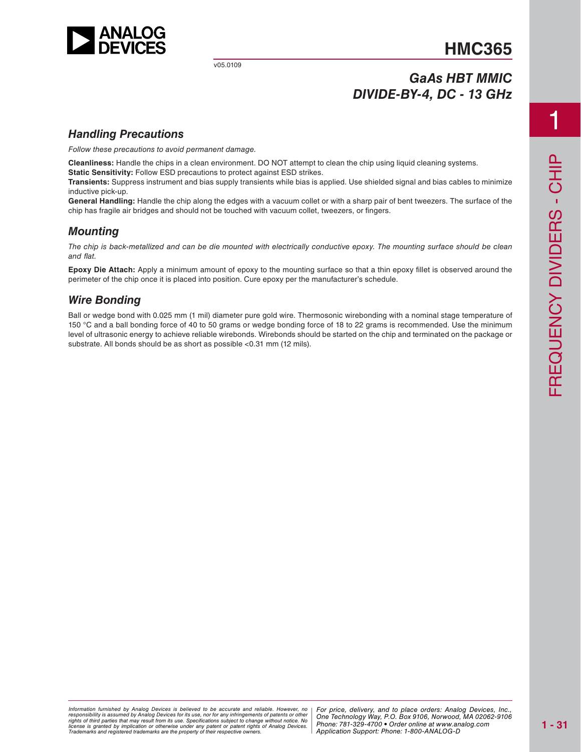## Handling Precautions

*Follow these precautions to avoid permanent damage.*

**Cleanliness:** Handle the chips in a clean environment. DO NOT attempt to clean the chip using liquid cleaning systems.

**Static Sensitivity:** Follow ESD precautions to protect against ESD strikes.

**Transients:** Suppress instrument and bias supply transients while bias is applied. Use shielded signal and bias cables to minimize inductive pick-up.

**General Handling:** Handle the chip along the edges with a vacuum collet or with a sharp pair of bent tweezers. The surface of the chip has fragile air bridges and should not be touched with vacuum collet, tweezers, or fingers.

## Mounting

*The chip is back-metallized and can be die mounted with electrically conductive epoxy. The mounting surface should be clean and flat.*

**Epoxy Die Attach:** Apply a minimum amount of epoxy to the mounting surface so that a thin epoxy fillet is observed around the perimeter of the chip once it is placed into position. Cure epoxy per the manufacturer's schedule.

## Wire Bonding

Ball or wedge bond with 0.025 mm (1 mil) diameter pure gold wire. Thermosonic wirebonding with a nominal stage temperature of 150 °C and a ball bonding force of 40 to 50 grams or wedge bonding force of 18 to 22 grams is recommended. Use the minimum level of ultrasonic energy to achieve reliable wirebonds. Wirebonds should be started on the chip and terminated on the package or substrate. All bonds should be as short as possible <0.31 mm (12 mils).